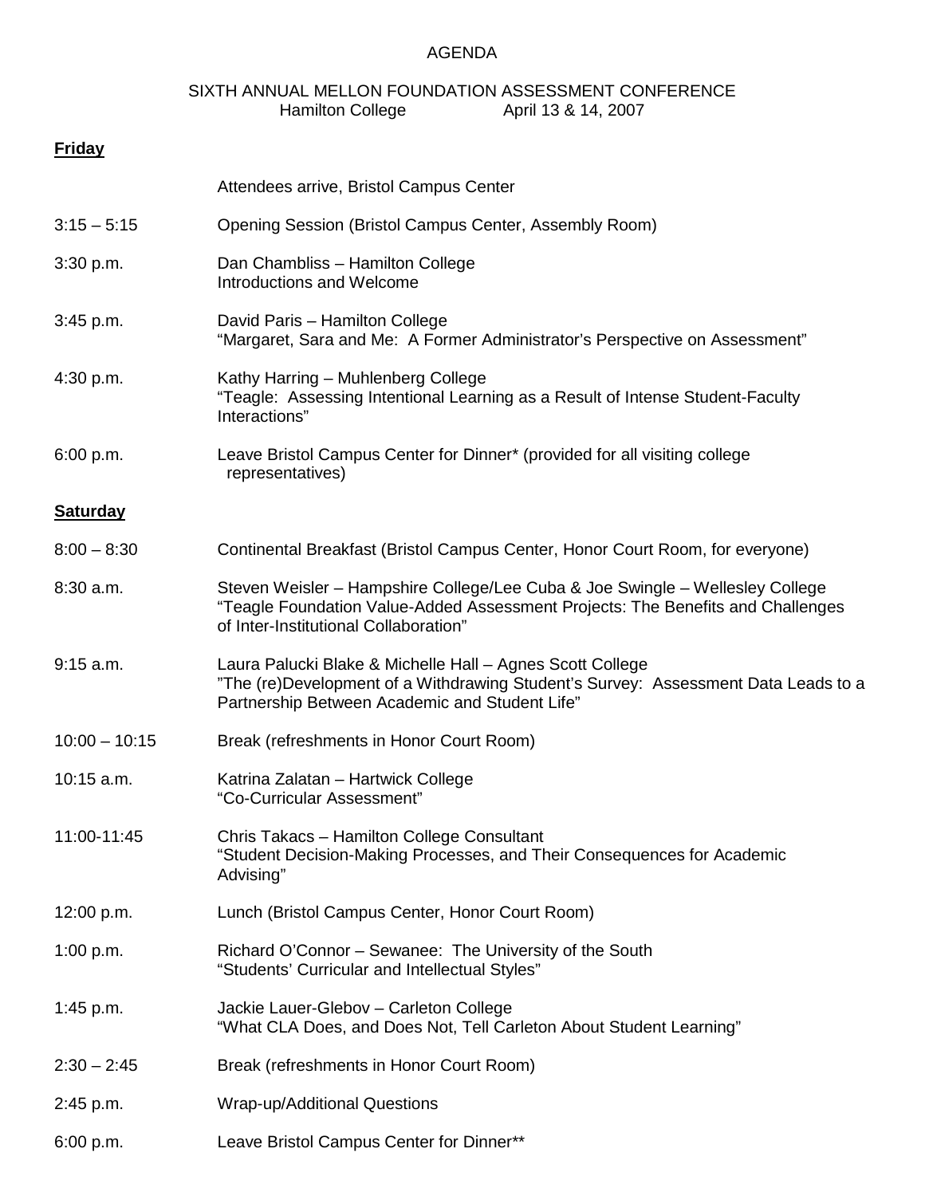# AGENDA

## SIXTH ANNUAL MELLON FOUNDATION ASSESSMENT CONFERENCE

Hamilton College April 13 & 14, 2007

**Friday**

| | |
|---|---|
| | Attendees arrive, Bristol Campus Center |
| 3:15 – 5:15 | Opening Session (Bristol Campus Center, Assembly Room) |
| 3:30 p.m. | Dan Chambliss – Hamilton College<br>Introductions and Welcome |
| 3:45 p.m. | David Paris – Hamilton College<br>"Margaret, Sara and Me: A Former Administrator's Perspective on Assessment" |
| 4:30 p.m. | Kathy Harring – Muhlenberg College<br>"Teagle: Assessing Intentional Learning as a Result of Intense Student-Faculty Interactions" |
| 6:00 p.m. | Leave Bristol Campus Center for Dinner* (provided for all visiting college representatives) |

**Saturday**

| | |
|---|---|
| 8:00 – 8:30 | Continental Breakfast (Bristol Campus Center, Honor Court Room, for everyone) |
| 8:30 a.m. | Steven Weisler – Hampshire College/Lee Cuba & Joe Swingle – Wellesley College<br>"Teagle Foundation Value-Added Assessment Projects: The Benefits and Challenges of Inter-Institutional Collaboration" |
| 9:15 a.m. | Laura Palucki Blake & Michelle Hall – Agnes Scott College<br>"The (re)Development of a Withdrawing Student's Survey: Assessment Data Leads to a Partnership Between Academic and Student Life" |
| 10:00 – 10:15 | Break (refreshments in Honor Court Room) |
| 10:15 a.m. | Katrina Zalatan – Hartwick College<br>"Co-Curricular Assessment" |
| 11:00-11:45 | Chris Takacs – Hamilton College Consultant<br>"Student Decision-Making Processes, and Their Consequences for Academic Advising" |
| 12:00 p.m. | Lunch (Bristol Campus Center, Honor Court Room) |
| 1:00 p.m. | Richard O'Connor – Sewanee: The University of the South<br>"Students' Curricular and Intellectual Styles" |
| 1:45 p.m. | Jackie Lauer-Glebov – Carleton College<br>"What CLA Does, and Does Not, Tell Carleton About Student Learning" |
| 2:30 – 2:45 | Break (refreshments in Honor Court Room) |
| 2:45 p.m. | Wrap-up/Additional Questions |
| 6:00 p.m. | Leave Bristol Campus Center for Dinner** |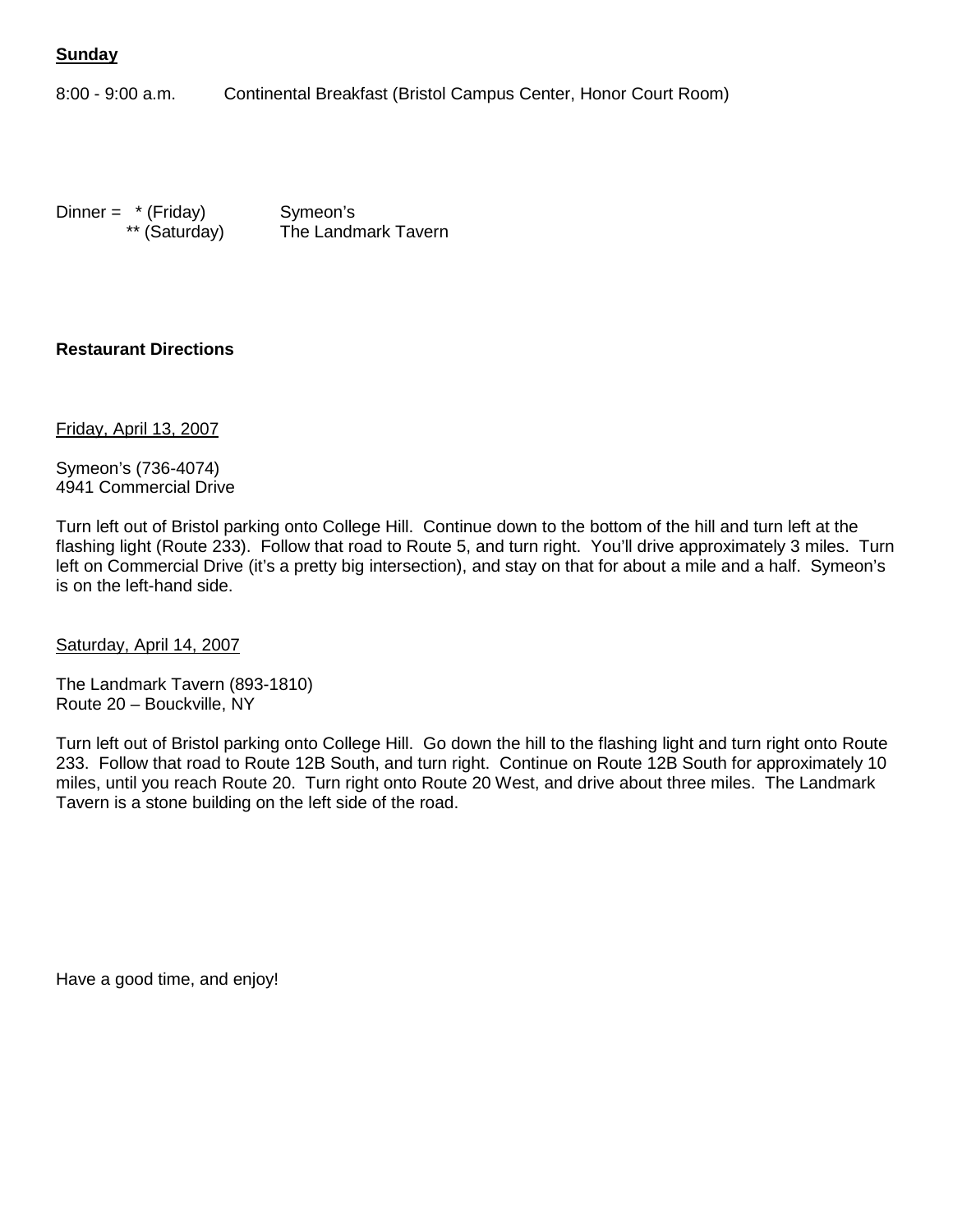**Sunday**

8:00 - 9:00 a.m. Continental Breakfast (Bristol Campus Center, Honor Court Room)

Dinner = * (Friday) Symeon's
** (Saturday) The Landmark Tavern

**Restaurant Directions**

Friday, April 13, 2007

Symeon's (736-4074)
4941 Commercial Drive

Turn left out of Bristol parking onto College Hill. Continue down to the bottom of the hill and turn left at the flashing light (Route 233). Follow that road to Route 5, and turn right. You'll drive approximately 3 miles. Turn left on Commercial Drive (it's a pretty big intersection), and stay on that for about a mile and a half. Symeon's is on the left-hand side.

Saturday, April 14, 2007

The Landmark Tavern (893-1810)
Route 20 – Bouckville, NY

Turn left out of Bristol parking onto College Hill. Go down the hill to the flashing light and turn right onto Route 233. Follow that road to Route 12B South, and turn right. Continue on Route 12B South for approximately 10 miles, until you reach Route 20. Turn right onto Route 20 West, and drive about three miles. The Landmark Tavern is a stone building on the left side of the road.

Have a good time, and enjoy!